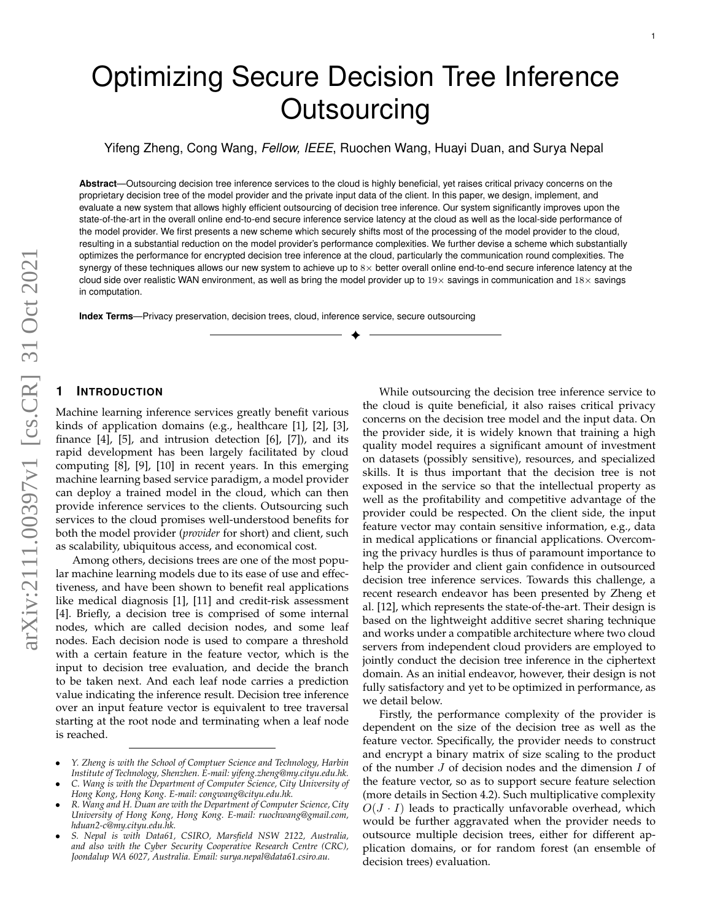# Optimizing Secure Decision Tree Inference Outsourcing

Yifeng Zheng, Cong Wang, *Fellow, IEEE*, Ruochen Wang, Huayi Duan, and Surya Nepal

**Abstract**—Outsourcing decision tree inference services to the cloud is highly beneficial, yet raises critical privacy concerns on the proprietary decision tree of the model provider and the private input data of the client. In this paper, we design, implement, and evaluate a new system that allows highly efficient outsourcing of decision tree inference. Our system significantly improves upon the state-of-the-art in the overall online end-to-end secure inference service latency at the cloud as well as the local-side performance of the model provider. We first presents a new scheme which securely shifts most of the processing of the model provider to the cloud, resulting in a substantial reduction on the model provider's performance complexities. We further devise a scheme which substantially optimizes the performance for encrypted decision tree inference at the cloud, particularly the communication round complexities. The synergy of these techniques allows our new system to achieve up to $8\times$ better overall online end-to-end secure inference latency at the cloud side over realistic WAN environment, as well as bring the model provider up to $19\times$ savings in communication and $18\times$ savings in computation.

**Index Terms**—Privacy preservation, decision trees, cloud, inference service, secure outsourcing

## 1 Introduction

Machine learning inference services greatly benefit various kinds of application domains (e.g., healthcare [1], [2], [3], finance [4], [5], and intrusion detection [6], [7]), and its rapid development has been largely facilitated by cloud computing [8], [9], [10] in recent years. In this emerging machine learning based service paradigm, a model provider can deploy a trained model in the cloud, which can then provide inference services to the clients. Outsourcing such services to the cloud promises well-understood benefits for both the model provider (*provider* for short) and client, such as scalability, ubiquitous access, and economical cost.

Among others, decisions trees are one of the most popular machine learning models due to its ease of use and effectiveness, and have been shown to benefit real applications like medical diagnosis [1], [11] and credit-risk assessment [4]. Briefly, a decision tree is comprised of some internal nodes, which are called decision nodes, and some leaf nodes. Each decision node is used to compare a threshold with a certain feature in the feature vector, which is the input to decision tree evaluation, and decide the branch to be taken next. And each leaf node carries a prediction value indicating the inference result. Decision tree inference over an input feature vector is equivalent to tree traversal starting at the root node and terminating when a leaf node is reached.

While outsourcing the decision tree inference service to the cloud is quite beneficial, it also raises critical privacy concerns on the decision tree model and the input data. On the provider side, it is widely known that training a high quality model requires a significant amount of investment on datasets (possibly sensitive), resources, and specialized skills. It is thus important that the decision tree is not exposed in the service so that the intellectual property as well as the profitability and competitive advantage of the provider could be respected. On the client side, the input feature vector may contain sensitive information, e.g., data in medical applications or financial applications. Overcoming the privacy hurdles is thus of paramount importance to help the provider and client gain confidence in outsourced decision tree inference services. Towards this challenge, a recent research endeavor has been presented by Zheng et al. [12], which represents the state-of-the-art. Their design is based on the lightweight additive secret sharing technique and works under a compatible architecture where two cloud servers from independent cloud providers are employed to jointly conduct the decision tree inference in the ciphertext domain. As an initial endeavor, however, their design is not fully satisfactory and yet to be optimized in performance, as we detail below.

Firstly, the performance complexity of the provider is dependent on the size of the decision tree as well as the feature vector. Specifically, the provider needs to construct and encrypt a binary matrix of size scaling to the product of the number $J$ of decision nodes and the dimension $I$ of the feature vector, so as to support secure feature selection (more details in Section 4.2). Such multiplicative complexity $O(J \cdot I)$ leads to practically unfavorable overhead, which would be further aggravated when the provider needs to outsource multiple decision trees, either for different application domains, or for random forest (an ensemble of decision trees) evaluation.

---

- *Y. Zheng is with the School of Comptuer Science and Technology, Harbin Institute of Technology, Shenzhen. E-mail: yifeng.zheng@my.cityu.edu.hk.*
- *C. Wang is with the Department of Computer Science, City University of Hong Kong, Hong Kong. E-mail: congwang@cityu.edu.hk.*
- *R. Wang and H. Duan are with the Department of Computer Science, City University of Hong Kong, Hong Kong. E-mail: ruochwang@gmail.com, hduan2-c@my.cityu.edu.hk.*
- *S. Nepal is with Data61, CSIRO, Marsfield NSW 2122, Australia, and also with the Cyber Security Cooperative Research Centre (CRC), Joondalup WA 6027, Australia. Email: surya.nepal@data61.csiro.au.*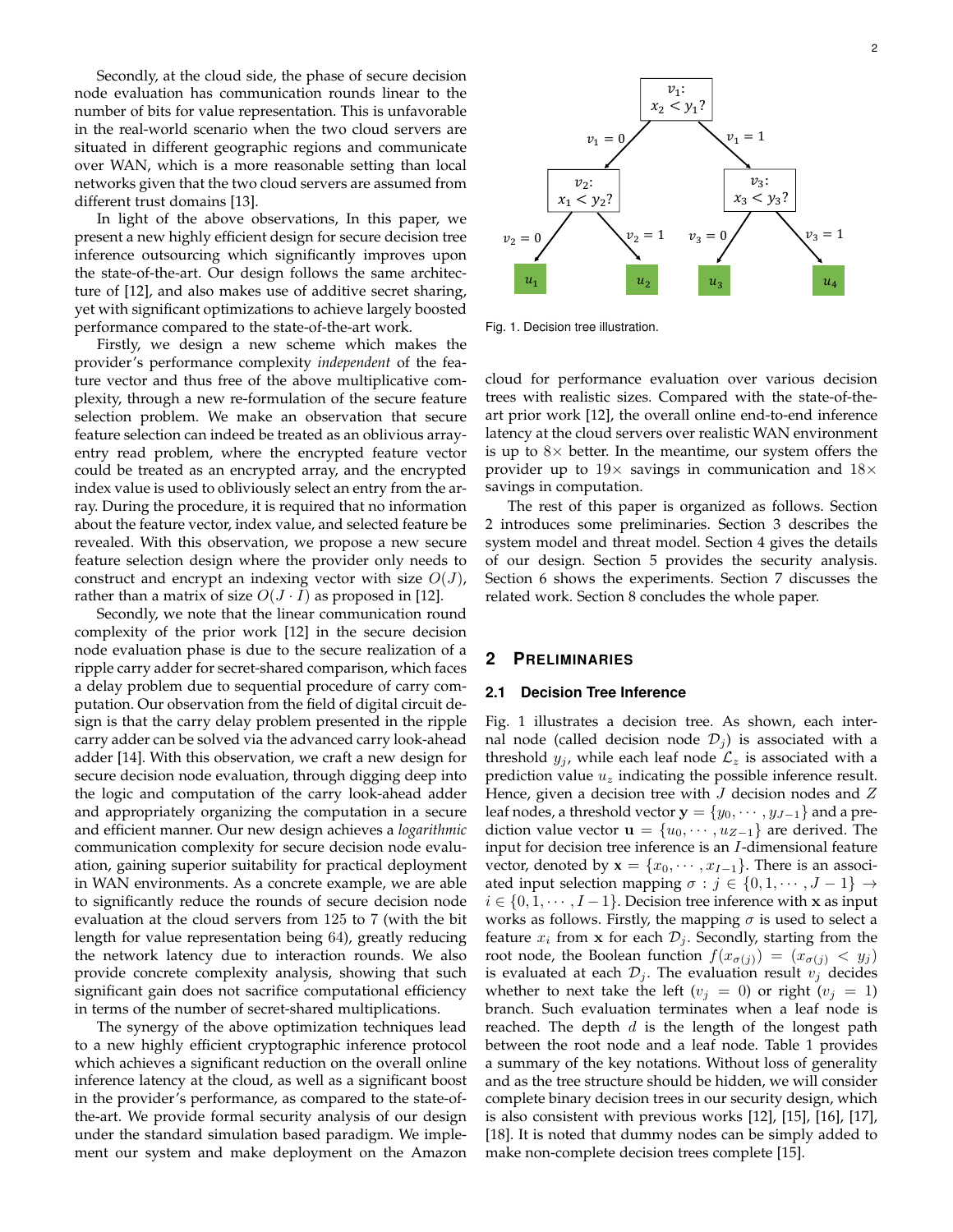Secondly, at the cloud side, the phase of secure decision node evaluation has communication rounds linear to the number of bits for value representation. This is unfavorable in the real-world scenario when the two cloud servers are situated in different geographic regions and communicate over WAN, which is a more reasonable setting than local networks given that the two cloud servers are assumed from different trust domains [13].

In light of the above observations, In this paper, we present a new highly efficient design for secure decision tree inference outsourcing which significantly improves upon the state-of-the-art. Our design follows the same architecture of [12], and also makes use of additive secret sharing, yet with significant optimizations to achieve largely boosted performance compared to the state-of-the-art work.

Firstly, we design a new scheme which makes the provider's performance complexity *independent* of the feature vector and thus free of the above multiplicative complexity, through a new re-formulation of the secure feature selection problem. We make an observation that secure feature selection can indeed be treated as an oblivious array-entry read problem, where the encrypted feature vector could be treated as an encrypted array, and the encrypted index value is used to obliviously select an entry from the array. During the procedure, it is required that no information about the feature vector, index value, and selected feature be revealed. With this observation, we propose a new secure feature selection design where the provider only needs to construct and encrypt an indexing vector with size $O(J)$, rather than a matrix of size $O(J \cdot I)$ as proposed in [12].

Secondly, we note that the linear communication round complexity of the prior work [12] in the secure decision node evaluation phase is due to the secure realization of a ripple carry adder for secret-shared comparison, which faces a delay problem due to sequential procedure of carry computation. Our observation from the field of digital circuit design is that the carry delay problem presented in the ripple carry adder can be solved via the advanced carry look-ahead adder [14]. With this observation, we craft a new design for secure decision node evaluation, through digging deep into the logic and computation of the carry look-ahead adder and appropriately organizing the computation in a secure and efficient manner. Our new design achieves a *logarithmic* communication complexity for secure decision node evaluation, gaining superior suitability for practical deployment in WAN environments. As a concrete example, we are able to significantly reduce the rounds of secure decision node evaluation at the cloud servers from 125 to 7 (with the bit length for value representation being 64), greatly reducing the network latency due to interaction rounds. We also provide concrete complexity analysis, showing that such significant gain does not sacrifice computational efficiency in terms of the number of secret-shared multiplications.

The synergy of the above optimization techniques lead to a new highly efficient cryptographic inference protocol which achieves a significant reduction on the overall online inference latency at the cloud, as well as a significant boost in the provider's performance, as compared to the state-of-the-art. We provide formal security analysis of our design under the standard simulation based paradigm. We implement our system and make deployment on the Amazon cloud for performance evaluation over various decision trees with realistic sizes. Compared with the state-of-the-art prior work [12], the overall online end-to-end inference latency at the cloud servers over realistic WAN environment is up to $8\times$ better. In the meantime, our system offers the provider up to $19\times$ savings in communication and $18\times$ savings in computation.

The rest of this paper is organized as follows. Section 2 introduces some preliminaries. Section 3 describes the system model and threat model. Section 4 gives the details of our design. Section 5 provides the security analysis. Section 6 shows the experiments. Section 7 discusses the related work. Section 8 concludes the whole paper.

Fig. 1. Decision tree illustration.

## 2 Preliminaries

### 2.1 Decision Tree Inference

Fig. 1 illustrates a decision tree. As shown, each internal node (called decision node $\mathcal{D}_j$) is associated with a threshold $y_j$, while each leaf node $\mathcal{L}_z$ is associated with a prediction value $u_z$ indicating the possible inference result. Hence, given a decision tree with $J$ decision nodes and $Z$ leaf nodes, a threshold vector $\mathbf{y} = \{y_0, \cdots, y_{J-1}\}$ and a prediction value vector $\mathbf{u} = \{u_0, \cdots, u_{Z-1}\}$ are derived. The input for decision tree inference is an $I$-dimensional feature vector, denoted by $\mathbf{x} = \{x_0, \cdots, x_{I-1}\}$. There is an associated input selection mapping $\sigma : j \in \{0, 1, \cdots, J-1\} \rightarrow i \in \{0, 1, \cdots, I-1\}$. Decision tree inference with $\mathbf{x}$ as input works as follows. Firstly, the mapping $\sigma$ is used to select a feature $x_i$ from $\mathbf{x}$ for each $\mathcal{D}_j$. Secondly, starting from the root node, the Boolean function $f(x_{\sigma(j)}) = (x_{\sigma(j)} < y_j)$ is evaluated at each $\mathcal{D}_j$. The evaluation result $v_j$ decides whether to next take the left ($v_j = 0$) or right ($v_j = 1$) branch. Such evaluation terminates when a leaf node is reached. The depth $d$ is the length of the longest path between the root node and a leaf node. Table 1 provides a summary of the key notations. Without loss of generality and as the tree structure should be hidden, we will consider complete binary decision trees in our security design, which is also consistent with previous works [12], [15], [16], [17], [18]. It is noted that dummy nodes can be simply added to make non-complete decision trees complete [15].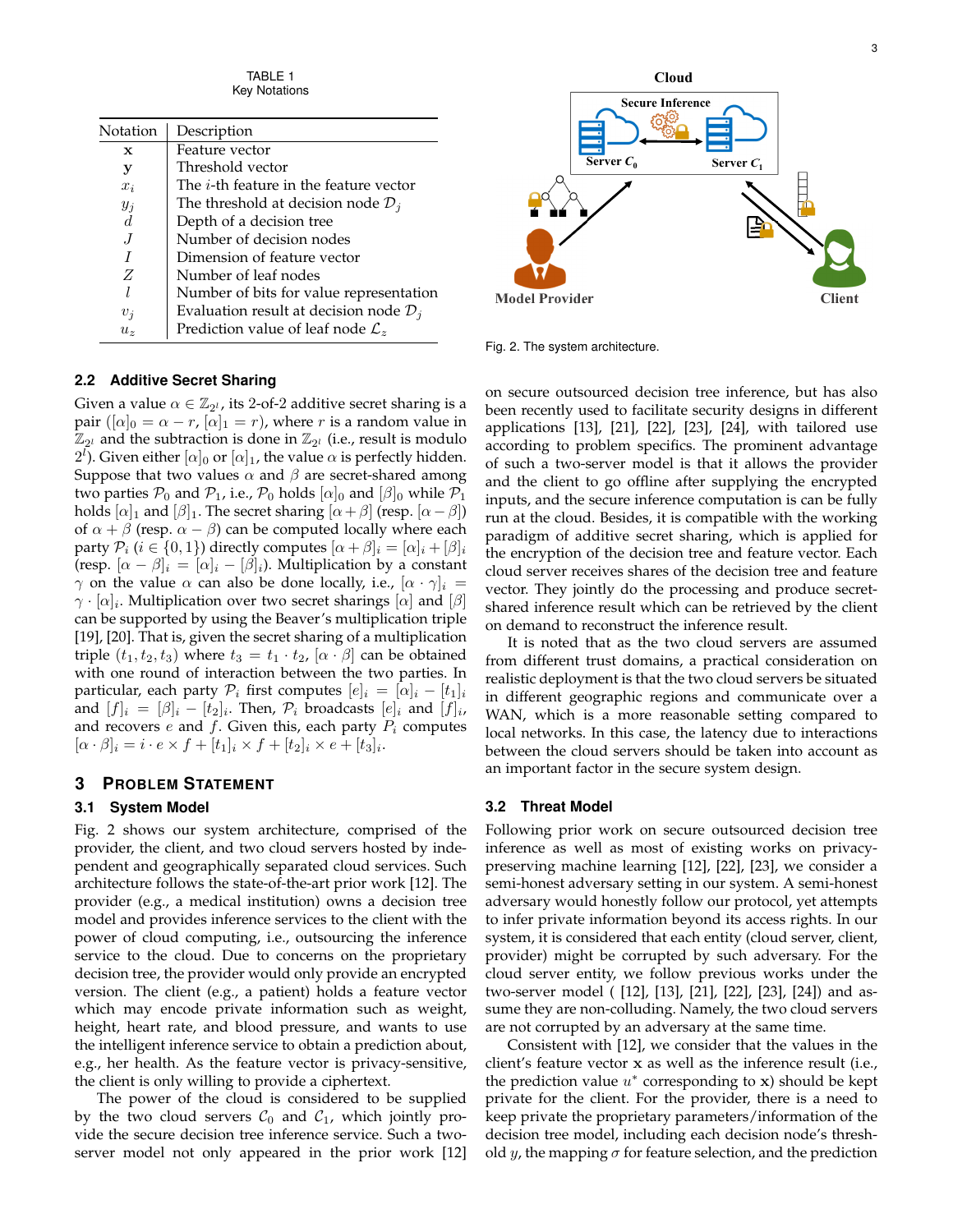TABLE 1
Key Notations

| Notation | Description |
| --- | --- |
| $\mathbf{x}$ | Feature vector |
| $\mathbf{y}$ | Threshold vector |
| $x_i$ | The $i$-th feature in the feature vector |
| $y_j$ | The threshold at decision node $\mathcal{D}_j$ |
| $d$ | Depth of a decision tree |
| $J$ | Number of decision nodes |
| $I$ | Dimension of feature vector |
| $Z$ | Number of leaf nodes |
| $l$ | Number of bits for value representation |
| $v_j$ | Evaluation result at decision node $\mathcal{D}_j$ |
| $u_z$ | Prediction value of leaf node $\mathcal{L}_z$ |

### 2.2 Additive Secret Sharing

Given a value $\alpha \in \mathbb{Z}_{2^l}$, its 2-of-2 additive secret sharing is a pair ($[\alpha]_0 = \alpha - r$, $[\alpha]_1 = r$), where $r$ is a random value in $\mathbb{Z}_{2^l}$ and the subtraction is done in $\mathbb{Z}_{2^l}$ (i.e., result is modulo $2^l$). Given either $[\alpha]_0$ or $[\alpha]_1$, the value $\alpha$ is perfectly hidden. Suppose that two values $\alpha$ and $\beta$ are secret-shared among two parties $\mathcal{P}_0$ and $\mathcal{P}_1$, i.e., $\mathcal{P}_0$ holds $[\alpha]_0$ and $[\beta]_0$ while $\mathcal{P}_1$ holds $[\alpha]_1$ and $[\beta]_1$. The secret sharing $[\alpha+\beta]$ (resp. $[\alpha-\beta]$) of $\alpha+\beta$ (resp. $\alpha-\beta$) can be computed locally where each party $\mathcal{P}_i$ ($i \in \{0,1\}$) directly computes $[\alpha+\beta]_i = [\alpha]_i + [\beta]_i$ (resp. $[\alpha-\beta]_i = [\alpha]_i - [\beta]_i$). Multiplication by a constant $\gamma$ on the value $\alpha$ can also be done locally, i.e., $[\alpha \cdot \gamma]_i = \gamma \cdot [\alpha]_i$. Multiplication over two secret sharings $[\alpha]$ and $[\beta]$ can be supported by using the Beaver's multiplication triple [19], [20]. That is, given the secret sharing of a multiplication triple $(t_1, t_2, t_3)$ where $t_3 = t_1 \cdot t_2$, $[\alpha \cdot \beta]$ can be obtained with one round of interaction between the two parties. In particular, each party $\mathcal{P}_i$ first computes $[e]_i = [\alpha]_i - [t_1]_i$ and $[f]_i = [\beta]_i - [t_2]_i$. Then, $\mathcal{P}_i$ broadcasts $[e]_i$ and $[f]_i$, and recovers $e$ and $f$. Given this, each party $P_i$ computes $[\alpha \cdot \beta]_i = i \cdot e \times f + [t_1]_i \times f + [t_2]_i \times e + [t_3]_i$.

## 3 Problem Statement

### 3.1 System Model

Fig. 2 shows our system architecture, comprised of the provider, the client, and two cloud servers hosted by independent and geographically separated cloud services. Such architecture follows the state-of-the-art prior work [12]. The provider (e.g., a medical institution) owns a decision tree model and provides inference services to the client with the power of cloud computing, i.e., outsourcing the inference service to the cloud. Due to concerns on the proprietary decision tree, the provider would only provide an encrypted version. The client (e.g., a patient) holds a feature vector which may encode private information such as weight, height, heart rate, and blood pressure, and wants to use the intelligent inference service to obtain a prediction about, e.g., her health. As the feature vector is privacy-sensitive, the client is only willing to provide a ciphertext.

The power of the cloud is considered to be supplied by the two cloud servers $\mathcal{C}_0$ and $\mathcal{C}_1$, which jointly provide the secure decision tree inference service. Such a two-server model not only appeared in the prior work [12] on secure outsourced decision tree inference, but has also been recently used to facilitate security designs in different applications [13], [21], [22], [23], [24], with tailored use according to problem specifics. The prominent advantage of such a two-server model is that it allows the provider and the client to go offline after supplying the encrypted inputs, and the secure inference computation is can be fully run at the cloud. Besides, it is compatible with the working paradigm of additive secret sharing, which is applied for the encryption of the decision tree and feature vector. Each cloud server receives shares of the decision tree and feature vector. They jointly do the processing and produce secret-shared inference result which can be retrieved by the client on demand to reconstruct the inference result.

It is noted that as the two cloud servers are assumed from different trust domains, a practical consideration on realistic deployment is that the two cloud servers be situated in different geographic regions and communicate over a WAN, which is a more reasonable setting compared to local networks. In this case, the latency due to interactions between the cloud servers should be taken into account as an important factor in the secure system design.

Fig. 2. The system architecture.

### 3.2 Threat Model

Following prior work on secure outsourced decision tree inference as well as most of existing works on privacy-preserving machine learning [12], [22], [23], we consider a semi-honest adversary setting in our system. A semi-honest adversary would honestly follow our protocol, yet attempts to infer private information beyond its access rights. In our system, it is considered that each entity (cloud server, client, provider) might be corrupted by such adversary. For the cloud server entity, we follow previous works under the two-server model ( [12], [13], [21], [22], [23], [24]) and assume they are non-colluding. Namely, the two cloud servers are not corrupted by an adversary at the same time.

Consistent with [12], we consider that the values in the client's feature vector $\mathbf{x}$ as well as the inference result (i.e., the prediction value $u^*$ corresponding to $\mathbf{x}$) should be kept private for the client. For the provider, there is a need to keep private the proprietary parameters/information of the decision tree model, including each decision node's threshold $y$, the mapping $\sigma$ for feature selection, and the prediction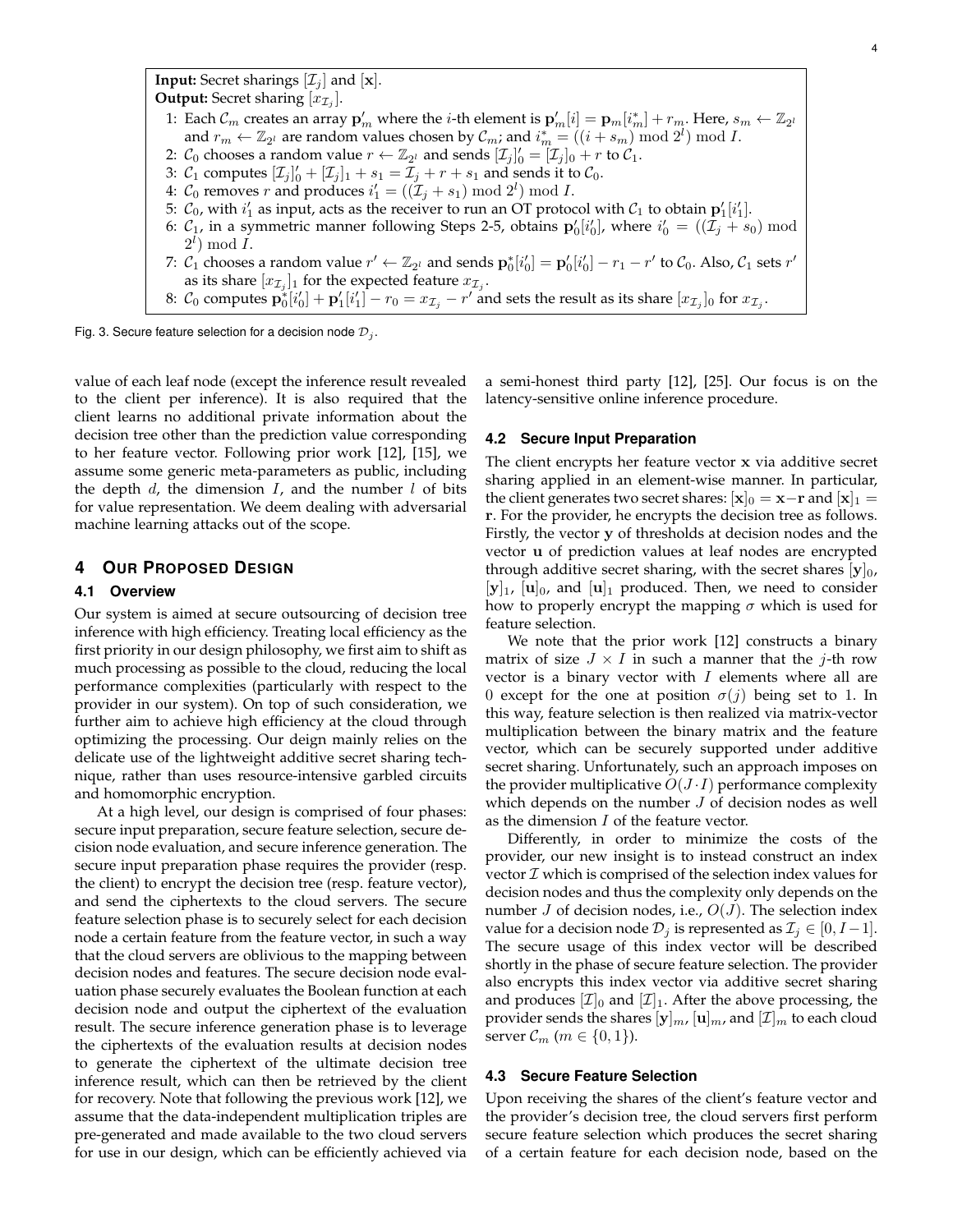**Input:** Secret sharings $[\mathcal{I}_j]$ and $[\mathbf{x}]$.
**Output:** Secret sharing $[x_{\mathcal{I}_j}]$.

1. Each $\mathcal{C}_m$ creates an array $\mathbf{p}'_m$ where the $i$-th element is $\mathbf{p}'_m[i] = \mathbf{p}_m[i^*_m] + r_m$. Here, $s_m \leftarrow \mathbb{Z}_{2^l}$ and $r_m \leftarrow \mathbb{Z}_{2^l}$ are random values chosen by $\mathcal{C}_m$; and $i^*_m = ((i + s_m) \bmod 2^l) \bmod I$.
2. $\mathcal{C}_0$ chooses a random value $r \leftarrow \mathbb{Z}_{2^l}$ and sends $[\mathcal{I}_j]'_0 = [\mathcal{I}_j]_0 + r$ to $\mathcal{C}_1$.
3. $\mathcal{C}_1$ computes $[\mathcal{I}_j]'_0 + [\mathcal{I}_j]_1 + s_1 = \mathcal{I}_j + r + s_1$ and sends it to $\mathcal{C}_0$.
4. $\mathcal{C}_0$ removes $r$ and produces $i'_1 = ((\mathcal{I}_j + s_1) \bmod 2^l) \bmod I$.
5. $\mathcal{C}_0$, with $i'_1$ as input, acts as the receiver to run an OT protocol with $\mathcal{C}_1$ to obtain $\mathbf{p}'_1[i'_1]$.
6. $\mathcal{C}_1$, in a symmetric manner following Steps 2-5, obtains $\mathbf{p}'_0[i'_0]$, where $i'_0 = ((\mathcal{I}_j + s_0) \bmod 2^l) \bmod I$.
7. $\mathcal{C}_1$ chooses a random value $r' \leftarrow \mathbb{Z}_{2^l}$ and sends $\mathbf{p}^*_0[i'_0] = \mathbf{p}'_0[i'_0] - r_1 - r'$ to $\mathcal{C}_0$. Also, $\mathcal{C}_1$ sets $r'$ as its share $[x_{\mathcal{I}_j}]_1$ for the expected feature $x_{\mathcal{I}_j}$.
8. $\mathcal{C}_0$ computes $\mathbf{p}^*_0[i'_0] + \mathbf{p}'_1[i'_1] - r_0 = x_{\mathcal{I}_j} - r'$ and sets the result as its share $[x_{\mathcal{I}_j}]_0$ for $x_{\mathcal{I}_j}$.

Fig. 3. Secure feature selection for a decision node $\mathcal{D}_j$.

value of each leaf node (except the inference result revealed to the client per inference). It is also required that the client learns no additional private information about the decision tree other than the prediction value corresponding to her feature vector. Following prior work [12], [15], we assume some generic meta-parameters as public, including the depth $d$, the dimension $I$, and the number $l$ of bits for value representation. We deem dealing with adversarial machine learning attacks out of the scope.

## 4 Our Proposed Design

### 4.1 Overview

Our system is aimed at secure outsourcing of decision tree inference with high efficiency. Treating local efficiency as the first priority in our design philosophy, we first aim to shift as much processing as possible to the cloud, reducing the local performance complexities (particularly with respect to the provider in our system). On top of such consideration, we further aim to achieve high efficiency at the cloud through optimizing the processing. Our deign mainly relies on the delicate use of the lightweight additive secret sharing technique, rather than uses resource-intensive garbled circuits and homomorphic encryption.

At a high level, our design is comprised of four phases: secure input preparation, secure feature selection, secure decision node evaluation, and secure inference generation. The secure input preparation phase requires the provider (resp. the client) to encrypt the decision tree (resp. feature vector), and send the ciphertexts to the cloud servers. The secure feature selection phase is to securely select for each decision node a certain feature from the feature vector, in such a way that the cloud servers are oblivious to the mapping between decision nodes and features. The secure decision node evaluation phase securely evaluates the Boolean function at each decision node and output the ciphertext of the evaluation result. The secure inference generation phase is to leverage the ciphertexts of the evaluation results at decision nodes to generate the ciphertext of the ultimate decision tree inference result, which can then be retrieved by the client for recovery. Note that following the previous work [12], we assume that the data-independent multiplication triples are pre-generated and made available to the two cloud servers for use in our design, which can be efficiently achieved via a semi-honest third party [12], [25]. Our focus is on the latency-sensitive online inference procedure.

### 4.2 Secure Input Preparation

The client encrypts her feature vector $\mathbf{x}$ via additive secret sharing applied in an element-wise manner. In particular, the client generates two secret shares: $[\mathbf{x}]_0 = \mathbf{x} - \mathbf{r}$ and $[\mathbf{x}]_1 = \mathbf{r}$. For the provider, he encrypts the decision tree as follows. Firstly, the vector $\mathbf{y}$ of thresholds at decision nodes and the vector $\mathbf{u}$ of prediction values at leaf nodes are encrypted through additive secret sharing, with the secret shares $[\mathbf{y}]_0$, $[\mathbf{y}]_1$, $[\mathbf{u}]_0$, and $[\mathbf{u}]_1$ produced. Then, we need to consider how to properly encrypt the mapping $\sigma$ which is used for feature selection.

We note that the prior work [12] constructs a binary matrix of size $J \times I$ in such a manner that the $j$-th row vector is a binary vector with $I$ elements where all are 0 except for the one at position $\sigma(j)$ being set to 1. In this way, feature selection is then realized via matrix-vector multiplication between the binary matrix and the feature vector, which can be securely supported under additive secret sharing. Unfortunately, such an approach imposes on the provider multiplicative $O(J \cdot I)$ performance complexity which depends on the number $J$ of decision nodes as well as the dimension $I$ of the feature vector.

Differently, in order to minimize the costs of the provider, our new insight is to instead construct an index vector $\mathcal{I}$ which is comprised of the selection index values for decision nodes and thus the complexity only depends on the number $J$ of decision nodes, i.e., $O(J)$. The selection index value for a decision node $\mathcal{D}_j$ is represented as $\mathcal{I}_j \in [0, I-1]$. The secure usage of this index vector will be described shortly in the phase of secure feature selection. The provider also encrypts this index vector via additive secret sharing and produces $[\mathcal{I}]_0$ and $[\mathcal{I}]_1$. After the above processing, the provider sends the shares $[\mathbf{y}]_m$, $[\mathbf{u}]_m$, and $[\mathcal{I}]_m$ to each cloud server $\mathcal{C}_m$ ($m \in \{0, 1\}$).

### 4.3 Secure Feature Selection

Upon receiving the shares of the client's feature vector and the provider's decision tree, the cloud servers first perform secure feature selection which produces the secret sharing of a certain feature for each decision node, based on the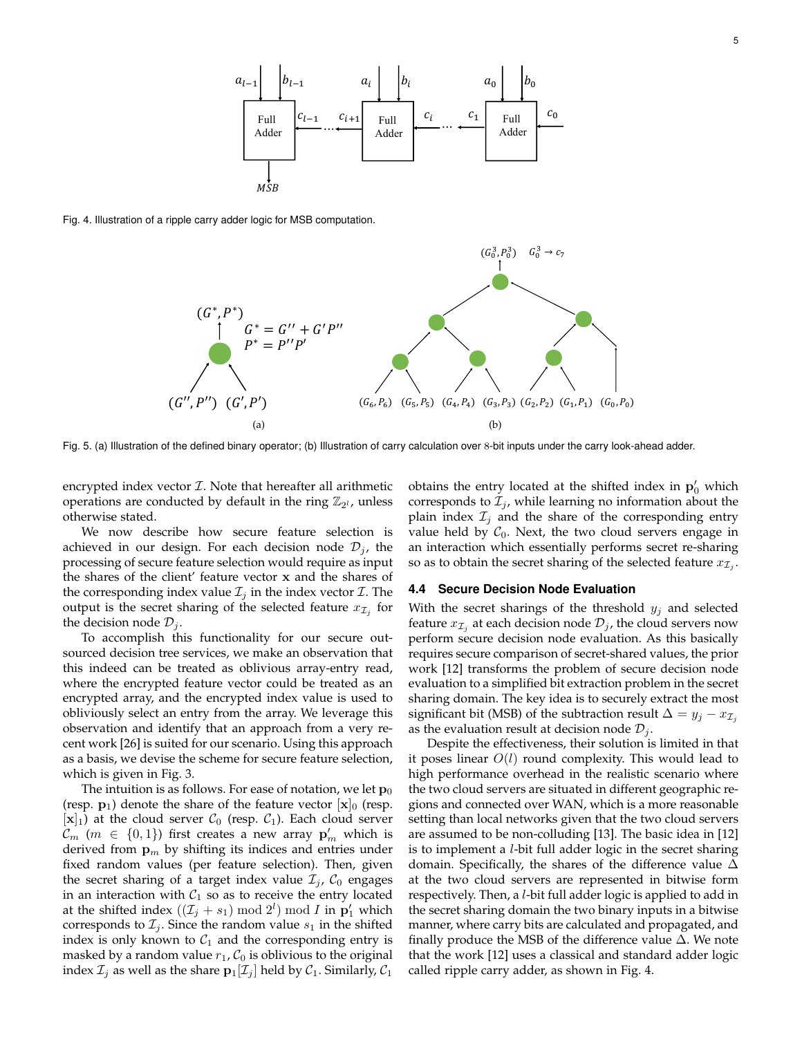Fig. 4. Illustration of a ripple carry adder logic for MSB computation.

Fig. 5. (a) Illustration of the defined binary operator; (b) Illustration of carry calculation over 8-bit inputs under the carry look-ahead adder.

encrypted index vector $\mathcal{I}$. Note that hereafter all arithmetic operations are conducted by default in the ring $\mathbb{Z}_{2^l}$, unless otherwise stated.

We now describe how secure feature selection is achieved in our design. For each decision node $\mathcal{D}_j$, the processing of secure feature selection would require as input the shares of the client' feature vector $\mathbf{x}$ and the shares of the corresponding index value $\mathcal{I}_j$ in the index vector $\mathcal{I}$. The output is the secret sharing of the selected feature $x_{\mathcal{I}_j}$ for the decision node $\mathcal{D}_j$.

To accomplish this functionality for our secure outsourced decision tree services, we make an observation that this indeed can be treated as oblivious array-entry read, where the encrypted feature vector could be treated as an encrypted array, and the encrypted index value is used to obliviously select an entry from the array. We leverage this observation and identify that an approach from a very recent work [26] is suited for our scenario. Using this approach as a basis, we devise the scheme for secure feature selection, which is given in Fig. 3.

The intuition is as follows. For ease of notation, we let $\mathbf{p}_0$ (resp. $\mathbf{p}_1$) denote the share of the feature vector $[\mathbf{x}]_0$ (resp. $[\mathbf{x}]_1$) at the cloud server $\mathcal{C}_0$ (resp. $\mathcal{C}_1$). Each cloud server $\mathcal{C}_m$ ($m \in \{0,1\}$) first creates a new array $\mathbf{p}'_m$ which is derived from $\mathbf{p}_m$ by shifting its indices and entries under fixed random values (per feature selection). Then, given the secret sharing of a target index value $\mathcal{I}_j$, $\mathcal{C}_0$ engages in an interaction with $\mathcal{C}_1$ so as to receive the entry located at the shifted index $((\mathcal{I}_j + s_1) \bmod 2^l) \bmod I$ in $\mathbf{p}'_1$ which corresponds to $\mathcal{I}_j$. Since the random value $s_1$ in the shifted index is only known to $\mathcal{C}_1$ and the corresponding entry is masked by a random value $r_1$, $\mathcal{C}_0$ is oblivious to the original index $\mathcal{I}_j$ as well as the share $\mathbf{p}_1[\mathcal{I}_j]$ held by $\mathcal{C}_1$. Similarly, $\mathcal{C}_1$ obtains the entry located at the shifted index in $\mathbf{p}'_0$ which corresponds to $\mathcal{I}_j$, while learning no information about the plain index $\mathcal{I}_j$ and the share of the corresponding entry value held by $\mathcal{C}_0$. Next, the two cloud servers engage in an interaction which essentially performs secret re-sharing so as to obtain the secret sharing of the selected feature $x_{\mathcal{I}_j}$.

### 4.4 Secure Decision Node Evaluation

With the secret sharings of the threshold $y_j$ and selected feature $x_{\mathcal{I}_j}$ at each decision node $\mathcal{D}_j$, the cloud servers now perform secure decision node evaluation. As this basically requires secure comparison of secret-shared values, the prior work [12] transforms the problem of secure decision node evaluation to a simplified bit extraction problem in the secret sharing domain. The key idea is to securely extract the most significant bit (MSB) of the subtraction result $\Delta = y_j - x_{\mathcal{I}_j}$ as the evaluation result at decision node $\mathcal{D}_j$.

Despite the effectiveness, their solution is limited in that it poses linear $O(l)$ round complexity. This would lead to high performance overhead in the realistic scenario where the two cloud servers are situated in different geographic regions and connected over WAN, which is a more reasonable setting than local networks given that the two cloud servers are assumed to be non-colluding [13]. The basic idea in [12] is to implement a $l$-bit full adder logic in the secret sharing domain. Specifically, the shares of the difference value $\Delta$ at the two cloud servers are represented in bitwise form respectively. Then, a $l$-bit full adder logic is applied to add in the secret sharing domain the two binary inputs in a bitwise manner, where carry bits are calculated and propagated, and finally produce the MSB of the difference value $\Delta$. We note that the work [12] uses a classical and standard adder logic called ripple carry adder, as shown in Fig. 4.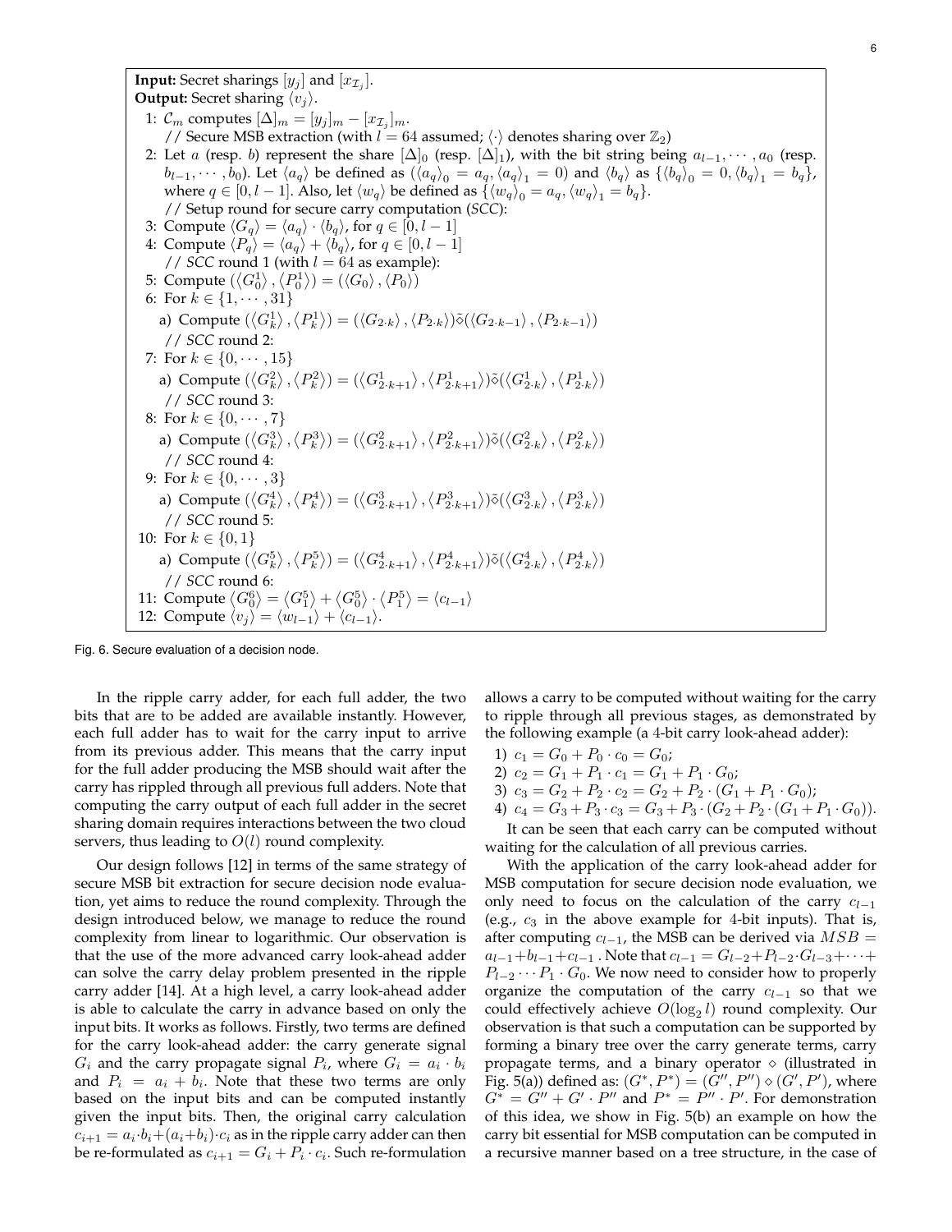**Input:** Secret sharings $[y_j]$ and $[x_{\mathcal{I}_j}]$.
**Output:** Secret sharing $\langle v_j \rangle$.

1: $\mathcal{C}_m$ computes $[\Delta]_m = [y_j]_m - [x_{\mathcal{I}_j}]_m$.
   // Secure MSB extraction (with $l = 64$ assumed; $\langle\cdot\rangle$ denotes sharing over $\mathbb{Z}_2$)
2: Let $a$ (resp. $b$) represent the share $[\Delta]_0$ (resp. $[\Delta]_1$), with the bit string being $a_{l-1}, \cdots, a_0$ (resp. $b_{l-1}, \cdots, b_0$). Let $\langle a_q \rangle$ be defined as $(\langle a_q \rangle_0 = a_q, \langle a_q \rangle_1 = 0)$ and $\langle b_q \rangle$ as $\{\langle b_q \rangle_0 = 0, \langle b_q \rangle_1 = b_q\}$, where $q \in [0, l-1]$. Also, let $\langle w_q \rangle$ be defined as $\{\langle w_q \rangle_0 = a_q, \langle w_q \rangle_1 = b_q\}$.
   // Setup round for secure carry computation (*SCC*):
3: Compute $\langle G_q \rangle = \langle a_q \rangle \cdot \langle b_q \rangle$, for $q \in [0, l-1]$
4: Compute $\langle P_q \rangle = \langle a_q \rangle + \langle b_q \rangle$, for $q \in [0, l-1]$
   // *SCC* round 1 (with $l = 64$ as example):
5: Compute $(\langle G_0^1 \rangle, \langle P_0^1 \rangle) = (\langle G_0 \rangle, \langle P_0 \rangle)$
6: For $k \in \{1, \cdots, 31\}$
   a) Compute $(\langle G_k^1 \rangle, \langle P_k^1 \rangle) = (\langle G_{2\cdot k} \rangle, \langle P_{2\cdot k} \rangle)\tilde{\diamond}(\langle G_{2\cdot k-1} \rangle, \langle P_{2\cdot k-1} \rangle)$
   // *SCC* round 2:
7: For $k \in \{0, \cdots, 15\}$
   a) Compute $(\langle G_k^2 \rangle, \langle P_k^2 \rangle) = (\langle G_{2\cdot k+1}^1 \rangle, \langle P_{2\cdot k+1}^1 \rangle)\tilde{\diamond}(\langle G_{2\cdot k}^1 \rangle, \langle P_{2\cdot k}^1 \rangle)$
   // *SCC* round 3:
8: For $k \in \{0, \cdots, 7\}$
   a) Compute $(\langle G_k^3 \rangle, \langle P_k^3 \rangle) = (\langle G_{2\cdot k+1}^2 \rangle, \langle P_{2\cdot k+1}^2 \rangle)\tilde{\diamond}(\langle G_{2\cdot k}^2 \rangle, \langle P_{2\cdot k}^2 \rangle)$
   // *SCC* round 4:
9: For $k \in \{0, \cdots, 3\}$
   a) Compute $(\langle G_k^4 \rangle, \langle P_k^4 \rangle) = (\langle G_{2\cdot k+1}^3 \rangle, \langle P_{2\cdot k+1}^3 \rangle)\tilde{\diamond}(\langle G_{2\cdot k}^3 \rangle, \langle P_{2\cdot k}^3 \rangle)$
   // *SCC* round 5:
10: For $k \in \{0, 1\}$
   a) Compute $(\langle G_k^5 \rangle, \langle P_k^5 \rangle) = (\langle G_{2\cdot k+1}^4 \rangle, \langle P_{2\cdot k+1}^4 \rangle)\tilde{\diamond}(\langle G_{2\cdot k}^4 \rangle, \langle P_{2\cdot k}^4 \rangle)$
   // *SCC* round 6:
11: Compute $\langle G_0^6 \rangle = \langle G_1^5 \rangle + \langle G_0^5 \rangle \cdot \langle P_1^5 \rangle = \langle c_{l-1} \rangle$
12: Compute $\langle v_j \rangle = \langle w_{l-1} \rangle + \langle c_{l-1} \rangle$.

Fig. 6. Secure evaluation of a decision node.

In the ripple carry adder, for each full adder, the two bits that are to be added are available instantly. However, each full adder has to wait for the carry input to arrive from its previous adder. This means that the carry input for the full adder producing the MSB should wait after the carry has rippled through all previous full adders. Note that computing the carry output of each full adder in the secret sharing domain requires interactions between the two cloud servers, thus leading to $O(l)$ round complexity.

Our design follows [12] in terms of the same strategy of secure MSB bit extraction for secure decision node evaluation, yet aims to reduce the round complexity. Through the design introduced below, we manage to reduce the round complexity from linear to logarithmic. Our observation is that the use of the more advanced carry look-ahead adder can solve the carry delay problem presented in the ripple carry adder [14]. At a high level, a carry look-ahead adder is able to calculate the carry in advance based on only the input bits. It works as follows. Firstly, two terms are defined for the carry look-ahead adder: the carry generate signal $G_i$ and the carry propagate signal $P_i$, where $G_i = a_i \cdot b_i$ and $P_i = a_i + b_i$. Note that these two terms are only based on the input bits and can be computed instantly given the input bits. Then, the original carry calculation $c_{i+1} = a_i \cdot b_i + (a_i + b_i) \cdot c_i$ as in the ripple carry adder can then be re-formulated as $c_{i+1} = G_i + P_i \cdot c_i$. Such re-formulation allows a carry to be computed without waiting for the carry to ripple through all previous stages, as demonstrated by the following example (a 4-bit carry look-ahead adder):

1) $c_1 = G_0 + P_0 \cdot c_0 = G_0$;
2) $c_2 = G_1 + P_1 \cdot c_1 = G_1 + P_1 \cdot G_0$;
3) $c_3 = G_2 + P_2 \cdot c_2 = G_2 + P_2 \cdot (G_1 + P_1 \cdot G_0)$;
4) $c_4 = G_3 + P_3 \cdot c_3 = G_3 + P_3 \cdot (G_2 + P_2 \cdot (G_1 + P_1 \cdot G_0))$.

It can be seen that each carry can be computed without waiting for the calculation of all previous carries.

With the application of the carry look-ahead adder for MSB computation for secure decision node evaluation, we only need to focus on the calculation of the carry $c_{l-1}$ (e.g., $c_3$ in the above example for 4-bit inputs). That is, after computing $c_{l-1}$, the MSB can be derived via $MSB = a_{l-1} + b_{l-1} + c_{l-1}$ . Note that $c_{l-1} = G_{l-2} + P_{l-2} \cdot G_{l-3} + \cdots + P_{l-2} \cdots P_1 \cdot G_0$. We now need to consider how to properly organize the computation of the carry $c_{l-1}$ so that we could effectively achieve $O(\log_2 l)$ round complexity. Our observation is that such a computation can be supported by forming a binary tree over the carry generate terms, carry propagate terms, and a binary operator $\diamond$ (illustrated in Fig. 5(a)) defined as: $(G^*, P^*) = (G'', P'') \diamond (G', P')$, where $G^* = G'' + G' \cdot P''$ and $P^* = P'' \cdot P'$. For demonstration of this idea, we show in Fig. 5(b) an example on how the carry bit essential for MSB computation can be computed in a recursive manner based on a tree structure, in the case of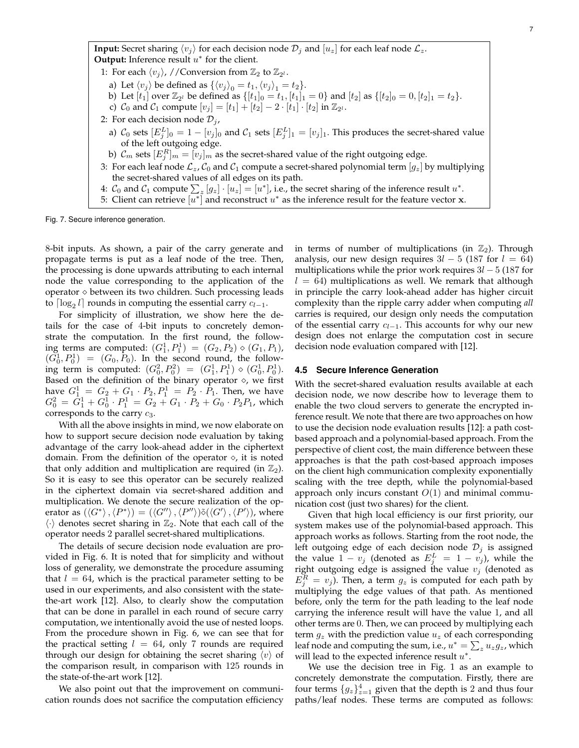**Input:** Secret sharing $\langle v_j \rangle$ for each decision node $\mathcal{D}_j$ and $[u_z]$ for each leaf node $\mathcal{L}_z$.
**Output:** Inference result $u^*$ for the client.

1: For each $\langle v_j \rangle$, //Conversion from $\mathbb{Z}_2$ to $\mathbb{Z}_{2^l}$.
   a) Let $\langle v_j \rangle$ be defined as $\{\langle v_j \rangle_0 = t_1, \langle v_j \rangle_1 = t_2\}$.
   b) Let $[t_1]$ over $\mathbb{Z}_{2^l}$ be defined as $\{[t_1]_0 = t_1, [t_1]_1 = 0\}$ and $[t_2]$ as $\{[t_2]_0 = 0, [t_2]_1 = t_2\}$.
   c) $\mathcal{C}_0$ and $\mathcal{C}_1$ compute $[v_j] = [t_1] + [t_2] - 2 \cdot [t_1] \cdot [t_2]$ in $\mathbb{Z}_{2^l}$.
2: For each decision node $\mathcal{D}_j$,
   a) $\mathcal{C}_0$ sets $[E_j^L]_0 = 1 - [v_j]_0$ and $\mathcal{C}_1$ sets $[E_j^L]_1 = [v_j]_1$. This produces the secret-shared value of the left outgoing edge.
   b) $\mathcal{C}_m$ sets $[E_j^R]_m = [v_j]_m$ as the secret-shared value of the right outgoing edge.
3: For each leaf node $\mathcal{L}_z$, $\mathcal{C}_0$ and $\mathcal{C}_1$ compute a secret-shared polynomial term $[g_z]$ by multiplying the secret-shared values of all edges on its path.
4: $\mathcal{C}_0$ and $\mathcal{C}_1$ compute $\sum_z [g_z] \cdot [u_z] = [u^*]$, i.e., the secret sharing of the inference result $u^*$.
5: Client can retrieve $[u^*]$ and reconstruct $u^*$ as the inference result for the feature vector $\mathbf{x}$.

Fig. 7. Secure inference generation.

8-bit inputs. As shown, a pair of the carry generate and propagate terms is put as a leaf node of the tree. Then, the processing is done upwards attributing to each internal node the value corresponding to the application of the operator $\diamond$ between its two children. Such processing leads to $\lceil \log_2 l \rceil$ rounds in computing the essential carry $c_{l-1}$.

For simplicity of illustration, we show here the details for the case of 4-bit inputs to concretely demonstrate the computation. In the first round, the following terms are computed: $(G_1^1, P_1^1) = (G_2, P_2) \diamond (G_1, P_1)$, $(G_0^1, P_0^1) = (G_0, P_0)$. In the second round, the following term is computed: $(G_0^2, P_0^2) = (G_1^1, P_1^1) \diamond (G_0^1, P_0^1)$. Based on the definition of the binary operator $\diamond$, we first have $G_1^1 = G_2 + G_1 \cdot P_2, P_1^1 = P_2 \cdot P_1$. Then, we have $G_0^2 = G_1^1 + G_0^1 \cdot P_1^1 = G_2 + G_1 \cdot P_2 + G_0 \cdot P_2 P_1$, which corresponds to the carry $c_3$.

With all the above insights in mind, we now elaborate on how to support secure decision node evaluation by taking advantage of the carry look-ahead adder in the ciphertext domain. From the definition of the operator $\diamond$, it is noted that only addition and multiplication are required (in $\mathbb{Z}_2$). So it is easy to see this operator can be securely realized in the ciphertext domain via secret-shared addition and multiplication. We denote the secure realization of the operator as $(\langle G^* \rangle, \langle P^* \rangle) = (\langle G'' \rangle, \langle P'' \rangle) \tilde{\diamond} (\langle G' \rangle, \langle P' \rangle)$, where $\langle \cdot \rangle$ denotes secret sharing in $\mathbb{Z}_2$. Note that each call of the operator needs 2 parallel secret-shared multiplications.

The details of secure decision node evaluation are provided in Fig. 6. It is noted that for simplicity and without loss of generality, we demonstrate the procedure assuming that $l = 64$, which is the practical parameter setting to be used in our experiments, and also consistent with the state-the-art work [12]. Also, to clearly show the computation that can be done in parallel in each round of secure carry computation, we intentionally avoid the use of nested loops. From the procedure shown in Fig. 6, we can see that for the practical setting $l = 64$, only 7 rounds are required through our design for obtaining the secret sharing $\langle v \rangle$ of the comparison result, in comparison with 125 rounds in the state-of-the-art work [12].

We also point out that the improvement on communication rounds does not sacrifice the computation efficiency in terms of number of multiplications (in $\mathbb{Z}_2$). Through analysis, our new design requires $3l - 5$ (187 for $l = 64$) multiplications while the prior work requires $3l - 5$ (187 for $l = 64$) multiplications as well. We remark that although in principle the carry look-ahead adder has higher circuit complexity than the ripple carry adder when computing *all* carries is required, our design only needs the computation of the essential carry $c_{l-1}$. This accounts for why our new design does not enlarge the computation cost in secure decision node evaluation compared with [12].

### 4.5 Secure Inference Generation

With the secret-shared evaluation results available at each decision node, we now describe how to leverage them to enable the two cloud servers to generate the encrypted inference result. We note that there are two approaches on how to use the decision node evaluation results [12]: a path cost-based approach and a polynomial-based approach. From the perspective of client cost, the main difference between these approaches is that the path cost-based approach imposes on the client high communication complexity exponentially scaling with the tree depth, while the polynomial-based approach only incurs constant $O(1)$ and minimal communication cost (just two shares) for the client.

Given that high local efficiency is our first priority, our system makes use of the polynomial-based approach. This approach works as follows. Starting from the root node, the left outgoing edge of each decision node $\mathcal{D}_j$ is assigned the value $1 - v_j$ (denoted as $E_j^L = 1 - v_j$), while the right outgoing edge is assigned the value $v_j$ (denoted as $E_j^R = v_j$). Then, a term $g_z$ is computed for each path by multiplying the edge values of that path. As mentioned before, only the term for the path leading to the leaf node carrying the inference result will have the value 1, and all other terms are 0. Then, we can proceed by multiplying each term $g_z$ with the prediction value $u_z$ of each corresponding leaf node and computing the sum, i.e., $u^* = \sum_z u_z g_z$, which will lead to the expected inference result $u^*$.

We use the decision tree in Fig. 1 as an example to concretely demonstrate the computation. Firstly, there are four terms $\{g_z\}_{z=1}^4$ given that the depth is 2 and thus four paths/leaf nodes. These terms are computed as follows: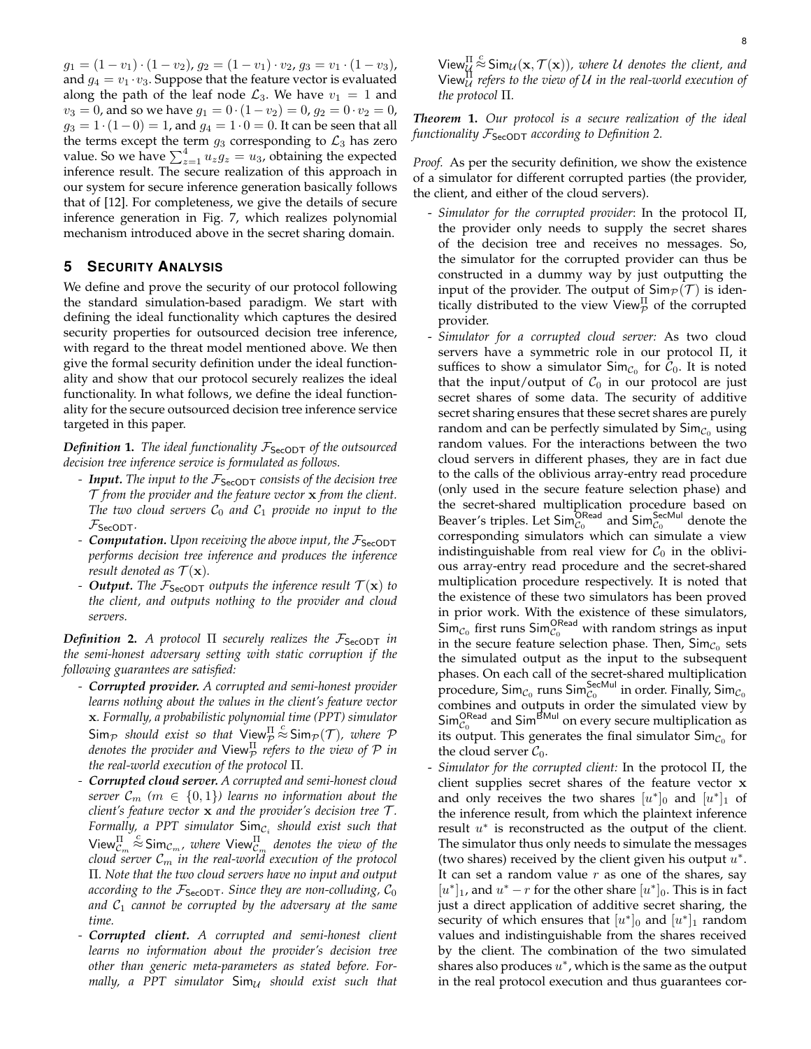$g_1 = (1-v_1)\cdot(1-v_2)$, $g_2 = (1-v_1)\cdot v_2$, $g_3 = v_1\cdot(1-v_3)$, and $g_4 = v_1 \cdot v_3$. Suppose that the feature vector is evaluated along the path of the leaf node $\mathcal{L}_3$. We have $v_1 = 1$ and $v_3 = 0$, and so we have $g_1 = 0\cdot(1-v_2) = 0$, $g_2 = 0\cdot v_2 = 0$, $g_3 = 1\cdot(1-0) = 1$, and $g_4 = 1\cdot 0 = 0$. It can be seen that all the terms except the term $g_3$ corresponding to $\mathcal{L}_3$ has zero value. So we have $\sum_{z=1}^{4} u_z g_z = u_3$, obtaining the expected inference result. The secure realization of this approach in our system for secure inference generation basically follows that of [12]. For completeness, we give the details of secure inference generation in Fig. 7, which realizes polynomial mechanism introduced above in the secret sharing domain.

## 5 Security Analysis

We define and prove the security of our protocol following the standard simulation-based paradigm. We start with defining the ideal functionality which captures the desired security properties for outsourced decision tree inference, with regard to the threat model mentioned above. We then give the formal security definition under the ideal functionality and show that our protocol securely realizes the ideal functionality. In what follows, we define the ideal functionality for the secure outsourced decision tree inference service targeted in this paper.

***Definition* 1.** *The ideal functionality $\mathcal{F}_{\mathsf{SecODT}}$ of the outsourced decision tree inference service is formulated as follows.*

- ***Input.*** *The input to the $\mathcal{F}_{\mathsf{SecODT}}$ consists of the decision tree $\mathcal{T}$ from the provider and the feature vector $\mathbf{x}$ from the client. The two cloud servers $\mathcal{C}_0$ and $\mathcal{C}_1$ provide no input to the $\mathcal{F}_{\mathsf{SecODT}}$.*
- ***Computation.*** *Upon receiving the above input, the $\mathcal{F}_{\mathsf{SecODT}}$ performs decision tree inference and produces the inference result denoted as $\mathcal{T}(\mathbf{x})$.*
- ***Output.*** *The $\mathcal{F}_{\mathsf{SecODT}}$ outputs the inference result $\mathcal{T}(\mathbf{x})$ to the client, and outputs nothing to the provider and cloud servers.*

***Definition* 2.** *A protocol $\Pi$ securely realizes the $\mathcal{F}_{\mathsf{SecODT}}$ in the semi-honest adversary setting with static corruption if the following guarantees are satisfied:*

- ***Corrupted provider.*** *A corrupted and semi-honest provider learns nothing about the values in the client's feature vector $\mathbf{x}$. Formally, a probabilistic polynomial time (PPT) simulator $\mathsf{Sim}_{\mathcal{P}}$ should exist so that $\mathsf{View}^{\Pi}_{\mathcal{P}} \overset{c}{\approx} \mathsf{Sim}_{\mathcal{P}}(\mathcal{T})$, where $\mathcal{P}$ denotes the provider and $\mathsf{View}^{\Pi}_{\mathcal{P}}$ refers to the view of $\mathcal{P}$ in the real-world execution of the protocol $\Pi$.*
- ***Corrupted cloud server.*** *A corrupted and semi-honest cloud server $\mathcal{C}_m$ ($m \in \{0,1\}$) learns no information about the client's feature vector $\mathbf{x}$ and the provider's decision tree $\mathcal{T}$. Formally, a PPT simulator $\mathsf{Sim}_{\mathcal{C}_i}$ should exist such that $\mathsf{View}^{\Pi}_{\mathcal{C}_m} \overset{c}{\approx} \mathsf{Sim}_{\mathcal{C}_m}$, where $\mathsf{View}^{\Pi}_{\mathcal{C}_m}$ denotes the view of the cloud server $\mathcal{C}_m$ in the real-world execution of the protocol $\Pi$. Note that the two cloud servers have no input and output according to the $\mathcal{F}_{\mathsf{SecODT}}$. Since they are non-colluding, $\mathcal{C}_0$ and $\mathcal{C}_1$ cannot be corrupted by the adversary at the same time.*
- ***Corrupted client.*** *A corrupted and semi-honest client learns no information about the provider's decision tree other than generic meta-parameters as stated before. Formally, a PPT simulator $\mathsf{Sim}_{\mathcal{U}}$ should exist such that $\mathsf{View}^{\Pi}_{\mathcal{U}} \overset{c}{\approx} \mathsf{Sim}_{\mathcal{U}}(\mathbf{x}, \mathcal{T}(\mathbf{x}))$, where $\mathcal{U}$ denotes the client, and $\mathsf{View}^{\Pi}_{\mathcal{U}}$ refers to the view of $\mathcal{U}$ in the real-world execution of the protocol $\Pi$.*

***Theorem* 1.** *Our protocol is a secure realization of the ideal functionality $\mathcal{F}_{\mathsf{SecODT}}$ according to Definition 2.*

*Proof.* As per the security definition, we show the existence of a simulator for different corrupted parties (the provider, the client, and either of the cloud servers).

- *Simulator for the corrupted provider*: In the protocol $\Pi$, the provider only needs to supply the secret shares of the decision tree and receives no messages. So, the simulator for the corrupted provider can thus be constructed in a dummy way by just outputting the input of the provider. The output of $\mathsf{Sim}_{\mathcal{P}}(\mathcal{T})$ is identically distributed to the view $\mathsf{View}^{\Pi}_{\mathcal{P}}$ of the corrupted provider.
- *Simulator for a corrupted cloud server:* As two cloud servers have a symmetric role in our protocol $\Pi$, it suffices to show a simulator $\mathsf{Sim}_{\mathcal{C}_0}$ for $\mathcal{C}_0$. It is noted that the input/output of $\mathcal{C}_0$ in our protocol are just secret shares of some data. The security of additive secret sharing ensures that these secret shares are purely random and can be perfectly simulated by $\mathsf{Sim}_{\mathcal{C}_0}$ using random values. For the interactions between the two cloud servers in different phases, they are in fact due to the calls of the oblivious array-entry read procedure (only used in the secure feature selection phase) and the secret-shared multiplication procedure based on Beaver's triples. Let $\mathsf{Sim}^{\mathsf{ORead}}_{\mathcal{C}_0}$ and $\mathsf{Sim}^{\mathsf{SecMul}}_{\mathcal{C}_0}$ denote the corresponding simulators which can simulate a view indistinguishable from real view for $\mathcal{C}_0$ in the oblivious array-entry read procedure and the secret-shared multiplication procedure respectively. It is noted that the existence of these two simulators has been proved in prior work. With the existence of these simulators, $\mathsf{Sim}_{\mathcal{C}_0}$ first runs $\mathsf{Sim}^{\mathsf{ORead}}_{\mathcal{C}_0}$ with random strings as input in the secure feature selection phase. Then, $\mathsf{Sim}_{\mathcal{C}_0}$ sets the simulated output as the input to the subsequent phases. On each call of the secret-shared multiplication procedure, $\mathsf{Sim}_{\mathcal{C}_0}$ runs $\mathsf{Sim}^{\mathsf{SecMul}}_{\mathcal{C}_0}$ in order. Finally, $\mathsf{Sim}_{\mathcal{C}_0}$ combines and outputs in order the simulated view by $\mathsf{Sim}^{\mathsf{ORead}}_{\mathcal{C}_0}$ and $\mathsf{Sim}^{\mathsf{BMul}}$ on every secure multiplication as its output. This generates the final simulator $\mathsf{Sim}_{\mathcal{C}_0}$ for the cloud server $\mathcal{C}_0$.
- *Simulator for the corrupted client:* In the protocol $\Pi$, the client supplies secret shares of the feature vector $\mathbf{x}$ and only receives the two shares $[u^*]_0$ and $[u^*]_1$ of the inference result, from which the plaintext inference result $u^*$ is reconstructed as the output of the client. The simulator thus only needs to simulate the messages (two shares) received by the client given his output $u^*$. It can set a random value $r$ as one of the shares, say $[u^*]_1$, and $u^* - r$ for the other share $[u^*]_0$. This is in fact just a direct application of additive secret sharing, the security of which ensures that $[u^*]_0$ and $[u^*]_1$ random values and indistinguishable from the shares received by the client. The combination of the two simulated shares also produces $u^*$, which is the same as the output in the real protocol execution and thus guarantees cor-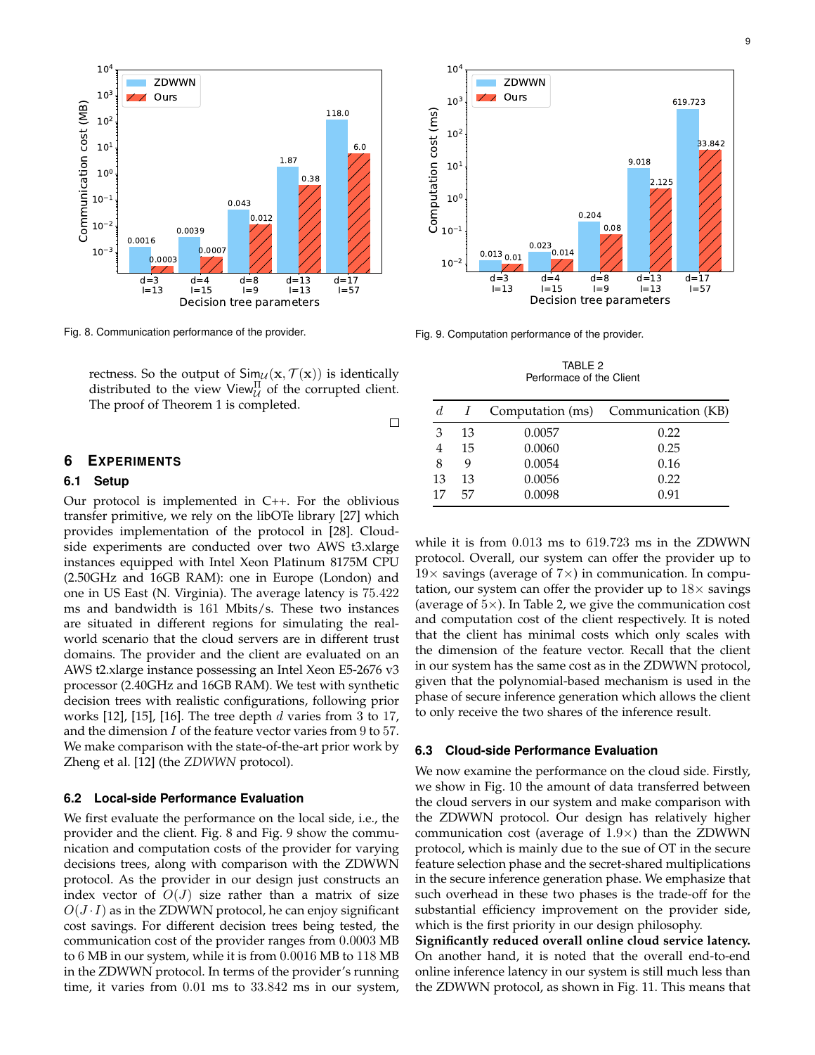Fig. 8. Communication performance of the provider.

Fig. 9. Computation performance of the provider.

rectness. So the output of $\mathsf{Sim}_{\mathcal{U}}(\mathbf{x}, \mathcal{T}(\mathbf{x}))$ is identically distributed to the view $\mathsf{View}_{\mathcal{U}}^{\Pi}$ of the corrupted client. The proof of Theorem 1 is completed. □

## 6 Experiments

### 6.1 Setup

Our protocol is implemented in C++. For the oblivious transfer primitive, we rely on the libOTe library [27] which provides implementation of the protocol in [28]. Cloud-side experiments are conducted over two AWS t3.xlarge instances equipped with Intel Xeon Platinum 8175M CPU (2.50GHz and 16GB RAM): one in Europe (London) and one in US East (N. Virginia). The average latency is $75.422$ ms and bandwidth is $161$ Mbits/s. These two instances are situated in different regions for simulating the real-world scenario that the cloud servers are in different trust domains. The provider and the client are evaluated on an AWS t2.xlarge instance possessing an Intel Xeon E5-2676 v3 processor (2.40GHz and 16GB RAM). We test with synthetic decision trees with realistic configurations, following prior works [12], [15], [16]. The tree depth $d$ varies from $3$ to $17$, and the dimension $I$ of the feature vector varies from $9$ to $57$. We make comparison with the state-of-the-art prior work by Zheng et al. [12] (the *ZDWWN* protocol).

### 6.2 Local-side Performance Evaluation

We first evaluate the performance on the local side, i.e., the provider and the client. Fig. 8 and Fig. 9 show the communication and computation costs of the provider for varying decisions trees, along with comparison with the ZDWWN protocol. As the provider in our design just constructs an index vector of $O(J)$ size rather than a matrix of size $O(J \cdot I)$ as in the ZDWWN protocol, he can enjoy significant cost savings. For different decision trees being tested, the communication cost of the provider ranges from $0.0003$ MB to $6$ MB in our system, while it is from $0.0016$ MB to $118$ MB in the ZDWWN protocol. In terms of the provider's running time, it varies from $0.01$ ms to $33.842$ ms in our system, while it is from $0.013$ ms to $619.723$ ms in the ZDWWN protocol. Overall, our system can offer the provider up to $19\times$ savings (average of $7\times$) in communication. In computation, our system can offer the provider up to $18\times$ savings (average of $5\times$). In Table 2, we give the communication cost and computation cost of the client respectively. It is noted that the client has minimal costs which only scales with the dimension of the feature vector. Recall that the client in our system has the same cost as in the ZDWWN protocol, given that the polynomial-based mechanism is used in the phase of secure inference generation which allows the client to only receive the two shares of the inference result.

TABLE 2
Performance of the Client

| $d$ | $I$ | Computation (ms) | Communication (KB) |
|---|---|---|---|
| 3 | 13 | 0.0057 | 0.22 |
| 4 | 15 | 0.0060 | 0.25 |
| 8 | 9 | 0.0054 | 0.16 |
| 13 | 13 | 0.0056 | 0.22 |
| 17 | 57 | 0.0098 | 0.91 |

### 6.3 Cloud-side Performance Evaluation

We now examine the performance on the cloud side. Firstly, we show in Fig. 10 the amount of data transferred between the cloud servers in our system and make comparison with the ZDWWN protocol. Our design has relatively higher communication cost (average of $1.9\times$) than the ZDWWN protocol, which is mainly due to the sue of OT in the secure feature selection phase and the secret-shared multiplications in the secure inference generation phase. We emphasize that such overhead in these two phases is the trade-off for the substantial efficiency improvement on the provider side, which is the first priority in our design philosophy.

**Significantly reduced overall online cloud service latency.** On another hand, it is noted that the overall end-to-end online inference latency in our system is still much less than the ZDWWN protocol, as shown in Fig. 11. This means that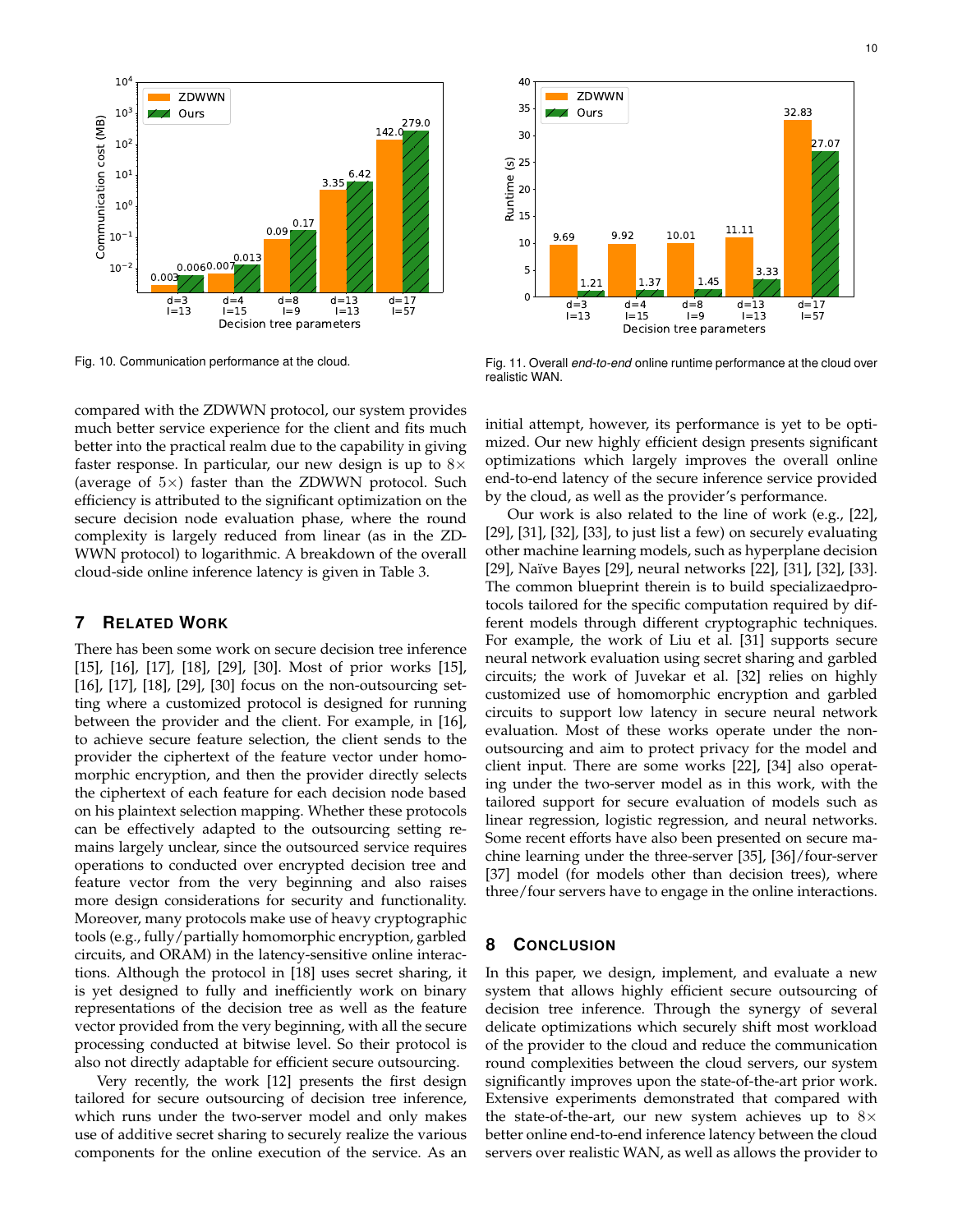Fig. 10. Communication performance at the cloud.

Fig. 11. Overall *end-to-end* online runtime performance at the cloud over realistic WAN.

compared with the ZDWWN protocol, our system provides much better service experience for the client and fits much better into the practical realm due to the capability in giving faster response. In particular, our new design is up to $8\times$ (average of $5\times$) faster than the ZDWWN protocol. Such efficiency is attributed to the significant optimization on the secure decision node evaluation phase, where the round complexity is largely reduced from linear (as in the ZDWWN protocol) to logarithmic. A breakdown of the overall cloud-side online inference latency is given in Table 3.

## 7 Related Work

There has been some work on secure decision tree inference [15], [16], [17], [18], [29], [30]. Most of prior works [15], [16], [17], [18], [29], [30] focus on the non-outsourcing setting where a customized protocol is designed for running between the provider and the client. For example, in [16], to achieve secure feature selection, the client sends to the provider the ciphertext of the feature vector under homomorphic encryption, and then the provider directly selects the ciphertext of each feature for each decision node based on his plaintext selection mapping. Whether these protocols can be effectively adapted to the outsourcing setting remains largely unclear, since the outsourced service requires operations to conducted over encrypted decision tree and feature vector from the very beginning and also raises more design considerations for security and functionality. Moreover, many protocols make use of heavy cryptographic tools (e.g., fully/partially homomorphic encryption, garbled circuits, and ORAM) in the latency-sensitive online interactions. Although the protocol in [18] uses secret sharing, it is yet designed to fully and inefficiently work on binary representations of the decision tree as well as the feature vector provided from the very beginning, with all the secure processing conducted at bitwise level. So their protocol is also not directly adaptable for efficient secure outsourcing.

Very recently, the work [12] presents the first design tailored for secure outsourcing of decision tree inference, which runs under the two-server model and only makes use of additive secret sharing to securely realize the various components for the online execution of the service. As an initial attempt, however, its performance is yet to be optimized. Our new highly efficient design presents significant optimizations which largely improves the overall online end-to-end latency of the secure inference service provided by the cloud, as well as the provider's performance.

Our work is also related to the line of work (e.g., [22], [29], [31], [32], [33], to just list a few) on securely evaluating other machine learning models, such as hyperplane decision [29], Naïve Bayes [29], neural networks [22], [31], [32], [33]. The common blueprint therein is to build specializaedprotocols tailored for the specific computation required by different models through different cryptographic techniques. For example, the work of Liu et al. [31] supports secure neural network evaluation using secret sharing and garbled circuits; the work of Juvekar et al. [32] relies on highly customized use of homomorphic encryption and garbled circuits to support low latency in secure neural network evaluation. Most of these works operate under the non-outsourcing and aim to protect privacy for the model and client input. There are some works [22], [34] also operating under the two-server model as in this work, with the tailored support for secure evaluation of models such as linear regression, logistic regression, and neural networks. Some recent efforts have also been presented on secure machine learning under the three-server [35], [36]/four-server [37] model (for models other than decision trees), where three/four servers have to engage in the online interactions.

## 8 Conclusion

In this paper, we design, implement, and evaluate a new system that allows highly efficient secure outsourcing of decision tree inference. Through the synergy of several delicate optimizations which securely shift most workload of the provider to the cloud and reduce the communication round complexities between the cloud servers, our system significantly improves upon the state-of-the-art prior work. Extensive experiments demonstrated that compared with the state-of-the-art, our new system achieves up to $8\times$ better online end-to-end inference latency between the cloud servers over realistic WAN, as well as allows the provider to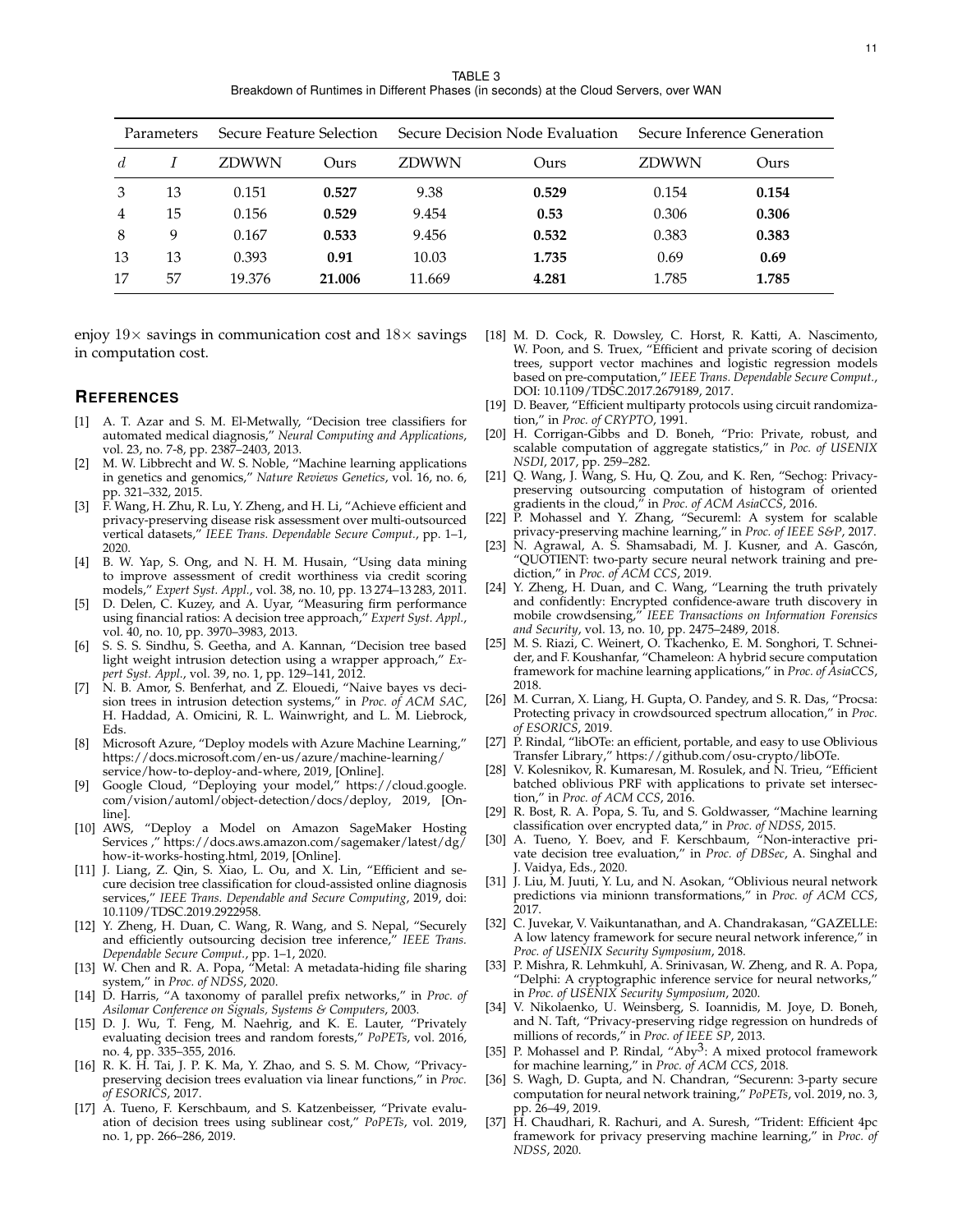TABLE 3
Breakdown of Runtimes in Different Phases (in seconds) at the Cloud Servers, over WAN

| Parameters | | Secure Feature Selection | | Secure Decision Node Evaluation | | Secure Inference Generation | |
|---|---|---|---|---|---|---|---|
| $d$ | $I$ | ZDWWN | Ours | ZDWWN | Ours | ZDWWN | Ours |
| 3 | 13 | 0.151 | **0.527** | 9.38 | **0.529** | 0.154 | **0.154** |
| 4 | 15 | 0.156 | **0.529** | 9.454 | **0.53** | 0.306 | **0.306** |
| 8 | 9 | 0.167 | **0.533** | 9.456 | **0.532** | 0.383 | **0.383** |
| 13 | 13 | 0.393 | **0.91** | 10.03 | **1.735** | 0.69 | **0.69** |
| 17 | 57 | 19.376 | **21.006** | 11.669 | **4.281** | 1.785 | **1.785** |

enjoy $19\times$ savings in communication cost and $18\times$ savings in computation cost.

## References

[1] A. T. Azar and S. M. El-Metwally, "Decision tree classifiers for automated medical diagnosis," *Neural Computing and Applications*, vol. 23, no. 7-8, pp. 2387–2403, 2013.

[2] M. W. Libbrecht and W. S. Noble, "Machine learning applications in genetics and genomics," *Nature Reviews Genetics*, vol. 16, no. 6, pp. 321–332, 2015.

[3] F. Wang, H. Zhu, R. Lu, Y. Zheng, and H. Li, "Achieve efficient and privacy-preserving disease risk assessment over multi-outsourced vertical datasets," *IEEE Trans. Dependable Secure Comput.*, pp. 1–1, 2020.

[4] B. W. Yap, S. Ong, and N. H. M. Husain, "Using data mining to improve assessment of credit worthiness via credit scoring models," *Expert Syst. Appl.*, vol. 38, no. 10, pp. 13 274–13 283, 2011.

[5] D. Delen, C. Kuzey, and A. Uyar, "Measuring firm performance using financial ratios: A decision tree approach," *Expert Syst. Appl.*, vol. 40, no. 10, pp. 3970–3983, 2013.

[6] S. S. S. Sindhu, S. Geetha, and A. Kannan, "Decision tree based light weight intrusion detection using a wrapper approach," *Expert Syst. Appl.*, vol. 39, no. 1, pp. 129–141, 2012.

[7] N. B. Amor, S. Benferhat, and Z. Elouedi, "Naive bayes vs decision trees in intrusion detection systems," in *Proc. of ACM SAC*, H. Haddad, A. Omicini, R. L. Wainwright, and L. M. Liebrock, Eds.

[8] Microsoft Azure, "Deploy models with Azure Machine Learning," https://docs.microsoft.com/en-us/azure/machine-learning/service/how-to-deploy-and-where, 2019, [Online].

[9] Google Cloud, "Deploying your model," https://cloud.google.com/vision/automl/object-detection/docs/deploy, 2019, [Online].

[10] AWS, "Deploy a Model on Amazon SageMaker Hosting Services ," https://docs.aws.amazon.com/sagemaker/latest/dg/how-it-works-hosting.html, 2019, [Online].

[11] J. Liang, Z. Qin, S. Xiao, L. Ou, and X. Lin, "Efficient and secure decision tree classification for cloud-assisted online diagnosis services," *IEEE Trans. Dependable and Secure Computing*, 2019, doi: 10.1109/TDSC.2019.2922958.

[12] Y. Zheng, H. Duan, C. Wang, R. Wang, and S. Nepal, "Securely and efficiently outsourcing decision tree inference," *IEEE Trans. Dependable Secure Comput.*, pp. 1–1, 2020.

[13] W. Chen and R. A. Popa, "Metal: A metadata-hiding file sharing system," in *Proc. of NDSS*, 2020.

[14] D. Harris, "A taxonomy of parallel prefix networks," in *Proc. of Asilomar Conference on Signals, Systems & Computers*, 2003.

[15] D. J. Wu, T. Feng, M. Naehrig, and K. E. Lauter, "Privately evaluating decision trees and random forests," *PoPETs*, vol. 2016, no. 4, pp. 335–355, 2016.

[16] R. K. H. Tai, J. P. K. Ma, Y. Zhao, and S. S. M. Chow, "Privacy-preserving decision trees evaluation via linear functions," in *Proc. of ESORICS*, 2017.

[17] A. Tueno, F. Kerschbaum, and S. Katzenbeisser, "Private evaluation of decision trees using sublinear cost," *PoPETs*, vol. 2019, no. 1, pp. 266–286, 2019.

[18] M. D. Cock, R. Dowsley, C. Horst, R. Katti, A. Nascimento, W. Poon, and S. Truex, "Efficient and private scoring of decision trees, support vector machines and logistic regression models based on pre-computation," *IEEE Trans. Dependable Secure Comput.*, DOI: 10.1109/TDSC.2017.2679189, 2017.

[19] D. Beaver, "Efficient multiparty protocols using circuit randomization," in *Proc. of CRYPTO*, 1991.

[20] H. Corrigan-Gibbs and D. Boneh, "Prio: Private, robust, and scalable computation of aggregate statistics," in *Poc. of USENIX NSDI*, 2017, pp. 259–282.

[21] Q. Wang, J. Wang, S. Hu, Q. Zou, and K. Ren, "Sechog: Privacy-preserving outsourcing computation of histogram of oriented gradients in the cloud," in *Proc. of ACM AsiaCCS*, 2016.

[22] P. Mohassel and Y. Zhang, "Secureml: A system for scalable privacy-preserving machine learning," in *Proc. of IEEE S&P*, 2017.

[23] N. Agrawal, A. S. Shamsabadi, M. J. Kusner, and A. Gascón, "QUOTIENT: two-party secure neural network training and prediction," in *Proc. of ACM CCS*, 2019.

[24] Y. Zheng, H. Duan, and C. Wang, "Learning the truth privately and confidently: Encrypted confidence-aware truth discovery in mobile crowdsensing," *IEEE Transactions on Information Forensics and Security*, vol. 13, no. 10, pp. 2475–2489, 2018.

[25] M. S. Riazi, C. Weinert, O. Tkachenko, E. M. Songhori, T. Schneider, and F. Koushanfar, "Chameleon: A hybrid secure computation framework for machine learning applications," in *Proc. of AsiaCCS*, 2018.

[26] M. Curran, X. Liang, H. Gupta, O. Pandey, and S. R. Das, "Procsa: Protecting privacy in crowdsourced spectrum allocation," in *Proc. of ESORICS*, 2019.

[27] P. Rindal, "libOTe: an efficient, portable, and easy to use Oblivious Transfer Library," https://github.com/osu-crypto/libOTe.

[28] V. Kolesnikov, R. Kumaresan, M. Rosulek, and N. Trieu, "Efficient batched oblivious PRF with applications to private set intersection," in *Proc. of ACM CCS*, 2016.

[29] R. Bost, R. A. Popa, S. Tu, and S. Goldwasser, "Machine learning classification over encrypted data," in *Proc. of NDSS*, 2015.

[30] A. Tueno, Y. Boev, and F. Kerschbaum, "Non-interactive private decision tree evaluation," in *Proc. of DBSec*, A. Singhal and J. Vaidya, Eds., 2020.

[31] J. Liu, M. Juuti, Y. Lu, and N. Asokan, "Oblivious neural network predictions via minionn transformations," in *Proc. of ACM CCS*, 2017.

[32] C. Juvekar, V. Vaikuntanathan, and A. Chandrakasan, "GAZELLE: A low latency framework for secure neural network inference," in *Proc. of USENIX Security Symposium*, 2018.

[33] P. Mishra, R. Lehmkuhl, A. Srinivasan, W. Zheng, and R. A. Popa, "Delphi: A cryptographic inference service for neural networks," in *Proc. of USENIX Security Symposium*, 2020.

[34] V. Nikolaenko, U. Weinsberg, S. Ioannidis, M. Joye, D. Boneh, and N. Taft, "Privacy-preserving ridge regression on hundreds of millions of records," in *Proc. of IEEE SP*, 2013.

[35] P. Mohassel and P. Rindal, "Aby$^3$: A mixed protocol framework for machine learning," in *Proc. of ACM CCS*, 2018.

[36] S. Wagh, D. Gupta, and N. Chandran, "Securenn: 3-party secure computation for neural network training," *PoPETs*, vol. 2019, no. 3, pp. 26–49, 2019.

[37] H. Chaudhari, R. Rachuri, and A. Suresh, "Trident: Efficient 4pc framework for privacy preserving machine learning," in *Proc. of NDSS*, 2020.